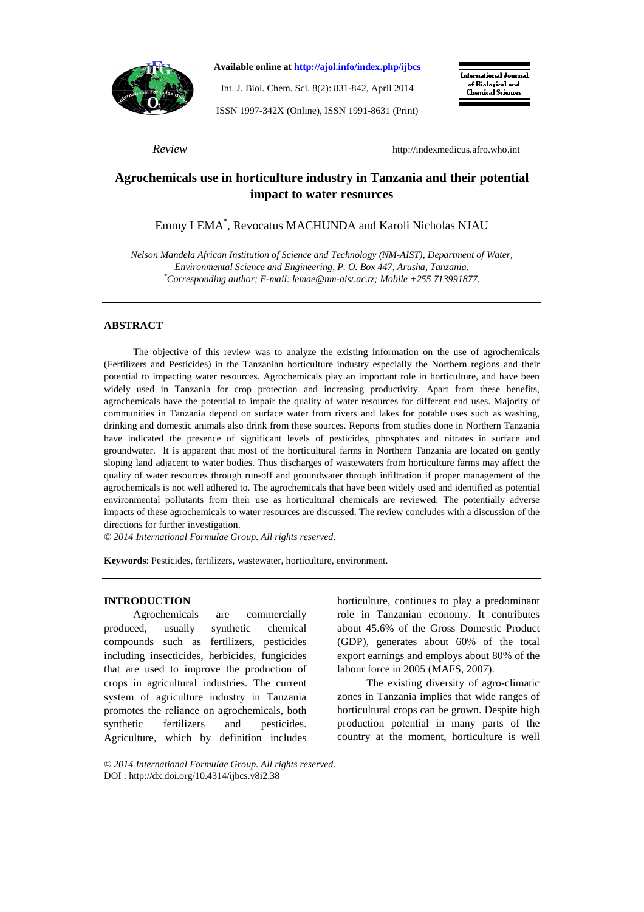Available online at http://ajol.info/index.php/ijbcs

Int. J. Biol. Chem. Sci. 8(2): 831-842, April 2014

ISSN 1997-342X (Online), ISSN 1991-8631 (Print)

*Review*

http://indexmedicus.afro.who.int

# Agrochemicals use in horticulture industry in Tanzania and their potential impact to water resources

Emmy LEMA*, Revocatus MACHUNDA and Karoli Nicholas NJAU

*Nelson Mandela African Institution of Science and Technology (NM-AIST), Department of Water, Environmental Science and Engineering, P. O. Box 447, Arusha, Tanzania.*
*\*Corresponding author; E-mail: lemae@nm-aist.ac.tz; Mobile +255 713991877.*

## ABSTRACT

The objective of this review was to analyze the existing information on the use of agrochemicals (Fertilizers and Pesticides) in the Tanzanian horticulture industry especially the Northern regions and their potential to impacting water resources. Agrochemicals play an important role in horticulture, and have been widely used in Tanzania for crop protection and increasing productivity. Apart from these benefits, agrochemicals have the potential to impair the quality of water resources for different end uses. Majority of communities in Tanzania depend on surface water from rivers and lakes for potable uses such as washing, drinking and domestic animals also drink from these sources. Reports from studies done in Northern Tanzania have indicated the presence of significant levels of pesticides, phosphates and nitrates in surface and groundwater. It is apparent that most of the horticultural farms in Northern Tanzania are located on gently sloping land adjacent to water bodies. Thus discharges of wastewaters from horticulture farms may affect the quality of water resources through run-off and groundwater through infiltration if proper management of the agrochemicals is not well adhered to. The agrochemicals that have been widely used and identified as potential environmental pollutants from their use as horticultural chemicals are reviewed. The potentially adverse impacts of these agrochemicals to water resources are discussed. The review concludes with a discussion of the directions for further investigation.

*© 2014 International Formulae Group. All rights reserved.*

**Keywords**: Pesticides, fertilizers, wastewater, horticulture, environment.

## INTRODUCTION

Agrochemicals are commercially produced, usually synthetic chemical compounds such as fertilizers, pesticides including insecticides, herbicides, fungicides that are used to improve the production of crops in agricultural industries. The current system of agriculture industry in Tanzania promotes the reliance on agrochemicals, both synthetic fertilizers and pesticides. Agriculture, which by definition includes horticulture, continues to play a predominant role in Tanzanian economy. It contributes about 45.6% of the Gross Domestic Product (GDP), generates about 60% of the total export earnings and employs about 80% of the labour force in 2005 (MAFS, 2007).

The existing diversity of agro-climatic zones in Tanzania implies that wide ranges of horticultural crops can be grown. Despite high production potential in many parts of the country at the moment, horticulture is well

*© 2014 International Formulae Group. All rights reserved.*
DOI : http://dx.doi.org/10.4314/ijbcs.v8i2.38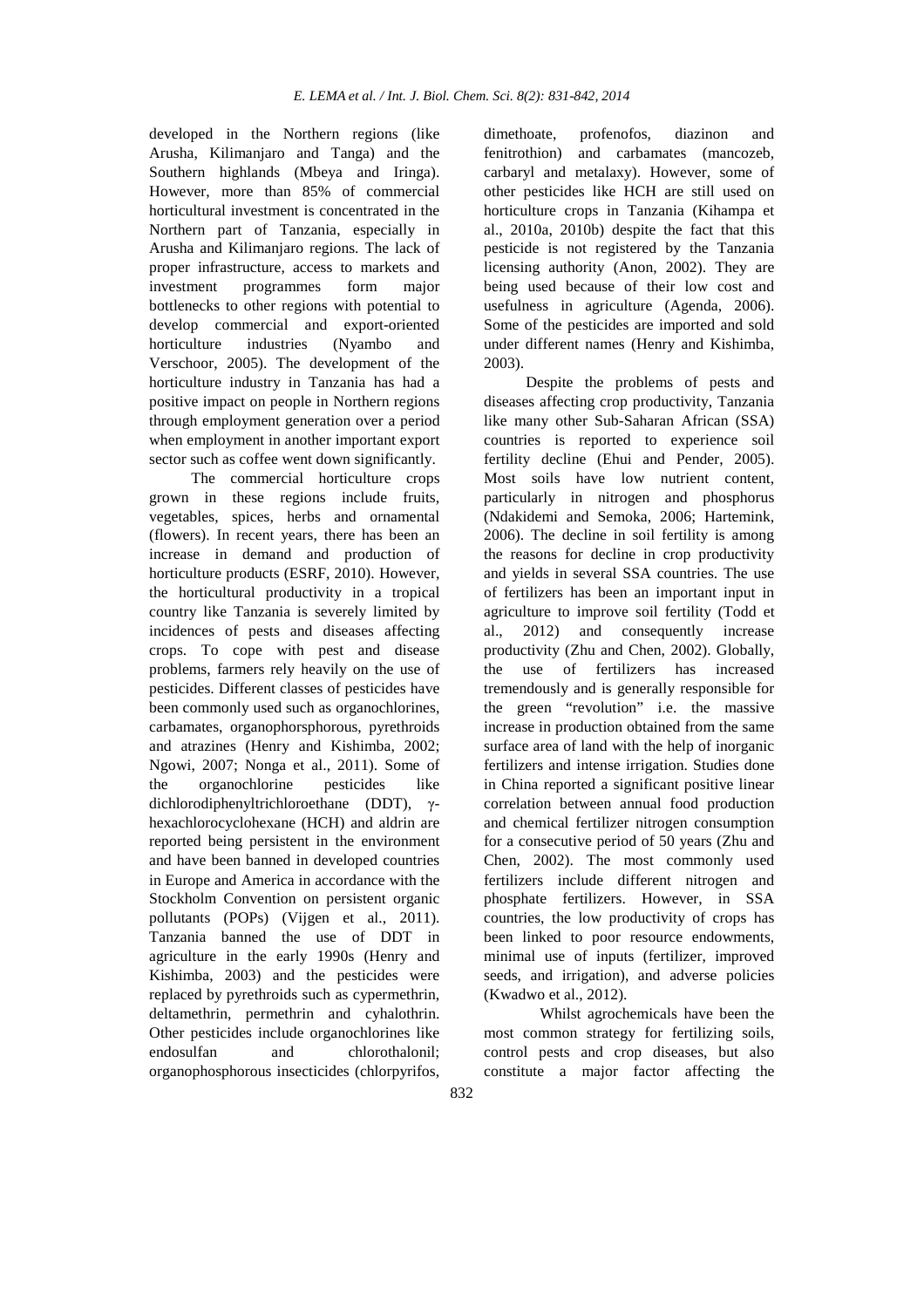developed in the Northern regions (like Arusha, Kilimanjaro and Tanga) and the Southern highlands (Mbeya and Iringa). However, more than 85% of commercial horticultural investment is concentrated in the Northern part of Tanzania, especially in Arusha and Kilimanjaro regions. The lack of proper infrastructure, access to markets and investment programmes form major bottlenecks to other regions with potential to develop commercial and export-oriented horticulture industries (Nyambo and Verschoor, 2005). The development of the horticulture industry in Tanzania has had a positive impact on people in Northern regions through employment generation over a period when employment in another important export sector such as coffee went down significantly.

The commercial horticulture crops grown in these regions include fruits, vegetables, spices, herbs and ornamental (flowers). In recent years, there has been an increase in demand and production of horticulture products (ESRF, 2010). However, the horticultural productivity in a tropical country like Tanzania is severely limited by incidences of pests and diseases affecting crops. To cope with pest and disease problems, farmers rely heavily on the use of pesticides. Different classes of pesticides have been commonly used such as organochlorines, carbamates, organophorsphorous, pyrethroids and atrazines (Henry and Kishimba, 2002; Ngowi, 2007; Nonga et al., 2011). Some of the organochlorine pesticides like dichlorodiphenyltrichloroethane (DDT), γ-hexachlorocyclohexane (HCH) and aldrin are reported being persistent in the environment and have been banned in developed countries in Europe and America in accordance with the Stockholm Convention on persistent organic pollutants (POPs) (Vijgen et al., 2011). Tanzania banned the use of DDT in agriculture in the early 1990s (Henry and Kishimba, 2003) and the pesticides were replaced by pyrethroids such as cypermethrin, deltamethrin, permethrin and cyhalothrin. Other pesticides include organochlorines like endosulfan and chlorothalonil; organophosphorous insecticides (chlorpyrifos, dimethoate, profenofos, diazinon and fenitrothion) and carbamates (mancozeb, carbaryl and metalaxy). However, some of other pesticides like HCH are still used on horticulture crops in Tanzania (Kihampa et al., 2010a, 2010b) despite the fact that this pesticide is not registered by the Tanzania licensing authority (Anon, 2002). They are being used because of their low cost and usefulness in agriculture (Agenda, 2006). Some of the pesticides are imported and sold under different names (Henry and Kishimba, 2003).

Despite the problems of pests and diseases affecting crop productivity, Tanzania like many other Sub-Saharan African (SSA) countries is reported to experience soil fertility decline (Ehui and Pender, 2005). Most soils have low nutrient content, particularly in nitrogen and phosphorus (Ndakidemi and Semoka, 2006; Hartemink, 2006). The decline in soil fertility is among the reasons for decline in crop productivity and yields in several SSA countries. The use of fertilizers has been an important input in agriculture to improve soil fertility (Todd et al., 2012) and consequently increase productivity (Zhu and Chen, 2002). Globally, the use of fertilizers has increased tremendously and is generally responsible for the green "revolution" i.e. the massive increase in production obtained from the same surface area of land with the help of inorganic fertilizers and intense irrigation. Studies done in China reported a significant positive linear correlation between annual food production and chemical fertilizer nitrogen consumption for a consecutive period of 50 years (Zhu and Chen, 2002). The most commonly used fertilizers include different nitrogen and phosphate fertilizers. However, in SSA countries, the low productivity of crops has been linked to poor resource endowments, minimal use of inputs (fertilizer, improved seeds, and irrigation), and adverse policies (Kwadwo et al., 2012).

Whilst agrochemicals have been the most common strategy for fertilizing soils, control pests and crop diseases, but also constitute a major factor affecting the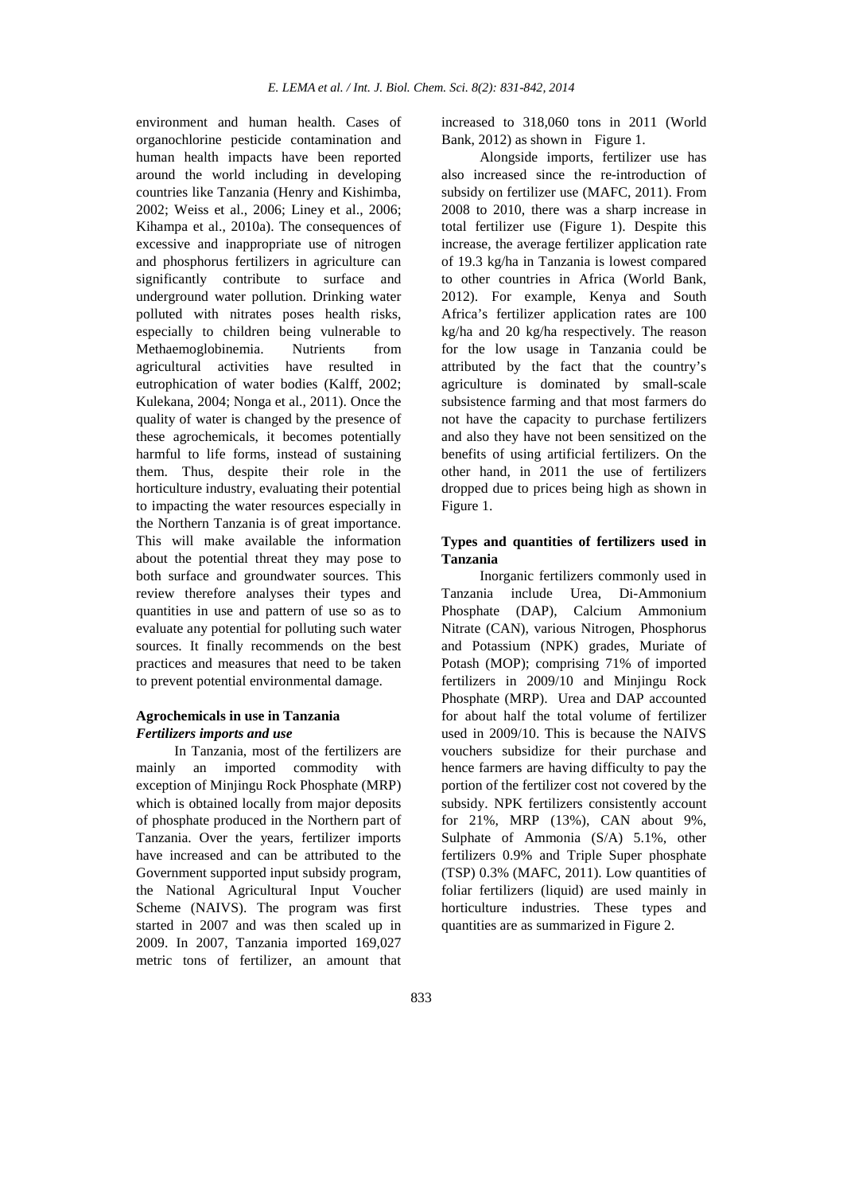environment and human health. Cases of organochlorine pesticide contamination and human health impacts have been reported around the world including in developing countries like Tanzania (Henry and Kishimba, 2002; Weiss et al., 2006; Liney et al., 2006; Kihampa et al., 2010a). The consequences of excessive and inappropriate use of nitrogen and phosphorus fertilizers in agriculture can significantly contribute to surface and underground water pollution. Drinking water polluted with nitrates poses health risks, especially to children being vulnerable to Methaemoglobinemia. Nutrients from agricultural activities have resulted in eutrophication of water bodies (Kalff, 2002; Kulekana, 2004; Nonga et al., 2011). Once the quality of water is changed by the presence of these agrochemicals, it becomes potentially harmful to life forms, instead of sustaining them. Thus, despite their role in the horticulture industry, evaluating their potential to impacting the water resources especially in the Northern Tanzania is of great importance. This will make available the information about the potential threat they may pose to both surface and groundwater sources. This review therefore analyses their types and quantities in use and pattern of use so as to evaluate any potential for polluting such water sources. It finally recommends on the best practices and measures that need to be taken to prevent potential environmental damage.

## Agrochemicals in use in Tanzania

### *Fertilizers imports and use*

In Tanzania, most of the fertilizers are mainly an imported commodity with exception of Minjingu Rock Phosphate (MRP) which is obtained locally from major deposits of phosphate produced in the Northern part of Tanzania. Over the years, fertilizer imports have increased and can be attributed to the Government supported input subsidy program, the National Agricultural Input Voucher Scheme (NAIVS). The program was first started in 2007 and was then scaled up in 2009. In 2007, Tanzania imported 169,027 metric tons of fertilizer, an amount that increased to 318,060 tons in 2011 (World Bank, 2012) as shown in Figure 1.

Alongside imports, fertilizer use has also increased since the re-introduction of subsidy on fertilizer use (MAFC, 2011). From 2008 to 2010, there was a sharp increase in total fertilizer use (Figure 1). Despite this increase, the average fertilizer application rate of 19.3 kg/ha in Tanzania is lowest compared to other countries in Africa (World Bank, 2012). For example, Kenya and South Africa's fertilizer application rates are 100 kg/ha and 20 kg/ha respectively. The reason for the low usage in Tanzania could be attributed by the fact that the country's agriculture is dominated by small-scale subsistence farming and that most farmers do not have the capacity to purchase fertilizers and also they have not been sensitized on the benefits of using artificial fertilizers. On the other hand, in 2011 the use of fertilizers dropped due to prices being high as shown in Figure 1.

## Types and quantities of fertilizers used in Tanzania

Inorganic fertilizers commonly used in Tanzania include Urea, Di-Ammonium Phosphate (DAP), Calcium Ammonium Nitrate (CAN), various Nitrogen, Phosphorus and Potassium (NPK) grades, Muriate of Potash (MOP); comprising 71% of imported fertilizers in 2009/10 and Minjingu Rock Phosphate (MRP). Urea and DAP accounted for about half the total volume of fertilizer used in 2009/10. This is because the NAIVS vouchers subsidize for their purchase and hence farmers are having difficulty to pay the portion of the fertilizer cost not covered by the subsidy. NPK fertilizers consistently account for 21%, MRP (13%), CAN about 9%, Sulphate of Ammonia (S/A) 5.1%, other fertilizers 0.9% and Triple Super phosphate (TSP) 0.3% (MAFC, 2011). Low quantities of foliar fertilizers (liquid) are used mainly in horticulture industries. These types and quantities are as summarized in Figure 2.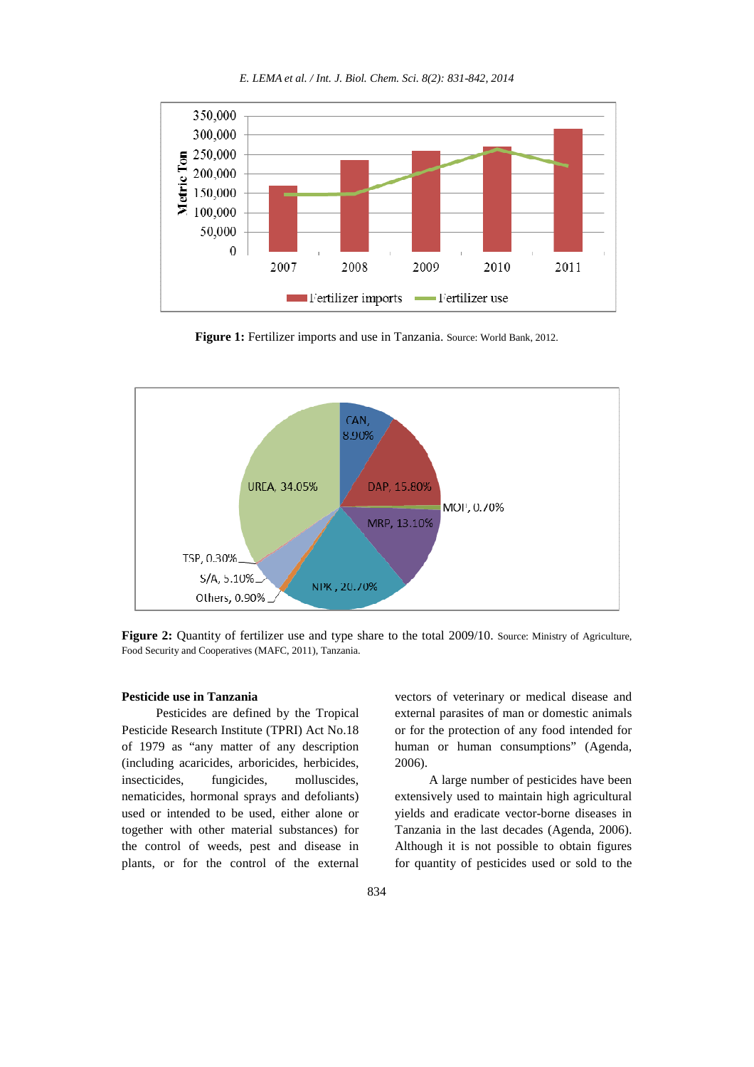**Figure 1:** Fertilizer imports and use in Tanzania. Source: World Bank, 2012.

**Figure 2:** Quantity of fertilizer use and type share to the total 2009/10. Source: Ministry of Agriculture, Food Security and Cooperatives (MAFC, 2011), Tanzania.

### Pesticide use in Tanzania

Pesticides are defined by the Tropical Pesticide Research Institute (TPRI) Act No.18 of 1979 as "any matter of any description (including acaricides, arboricides, herbicides, insecticides, fungicides, molluscides, nematicides, hormonal sprays and defoliants) used or intended to be used, either alone or together with other material substances) for the control of weeds, pest and disease in plants, or for the control of the external vectors of veterinary or medical disease and external parasites of man or domestic animals or for the protection of any food intended for human or human consumptions" (Agenda, 2006).

A large number of pesticides have been extensively used to maintain high agricultural yields and eradicate vector-borne diseases in Tanzania in the last decades (Agenda, 2006). Although it is not possible to obtain figures for quantity of pesticides used or sold to the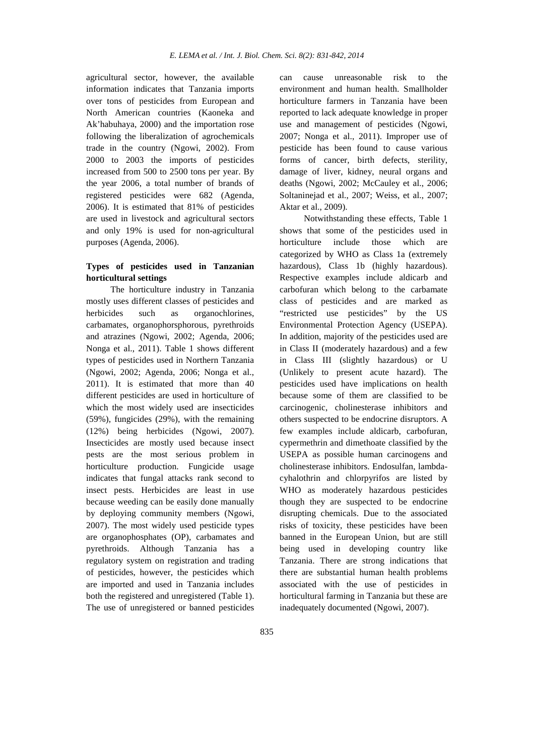agricultural sector, however, the available information indicates that Tanzania imports over tons of pesticides from European and North American countries (Kaoneka and Ak'habuhaya, 2000) and the importation rose following the liberalization of agrochemicals trade in the country (Ngowi, 2002). From 2000 to 2003 the imports of pesticides increased from 500 to 2500 tons per year. By the year 2006, a total number of brands of registered pesticides were 682 (Agenda, 2006). It is estimated that 81% of pesticides are used in livestock and agricultural sectors and only 19% is used for non-agricultural purposes (Agenda, 2006).

## Types of pesticides used in Tanzanian horticultural settings

The horticulture industry in Tanzania mostly uses different classes of pesticides and herbicides such as organochlorines, carbamates, organophorsphorous, pyrethroids and atrazines (Ngowi, 2002; Agenda, 2006; Nonga et al., 2011). Table 1 shows different types of pesticides used in Northern Tanzania (Ngowi, 2002; Agenda, 2006; Nonga et al., 2011). It is estimated that more than 40 different pesticides are used in horticulture of which the most widely used are insecticides (59%), fungicides (29%), with the remaining (12%) being herbicides (Ngowi, 2007). Insecticides are mostly used because insect pests are the most serious problem in horticulture production. Fungicide usage indicates that fungal attacks rank second to insect pests. Herbicides are least in use because weeding can be easily done manually by deploying community members (Ngowi, 2007). The most widely used pesticide types are organophosphates (OP), carbamates and pyrethroids. Although Tanzania has a regulatory system on registration and trading of pesticides, however, the pesticides which are imported and used in Tanzania includes both the registered and unregistered (Table 1). The use of unregistered or banned pesticides can cause unreasonable risk to the environment and human health. Smallholder horticulture farmers in Tanzania have been reported to lack adequate knowledge in proper use and management of pesticides (Ngowi, 2007; Nonga et al., 2011). Improper use of pesticide has been found to cause various forms of cancer, birth defects, sterility, damage of liver, kidney, neural organs and deaths (Ngowi, 2002; McCauley et al., 2006; Soltaninejad et al., 2007; Weiss, et al., 2007; Aktar et al., 2009).

Notwithstanding these effects, Table 1 shows that some of the pesticides used in horticulture include those which are categorized by WHO as Class 1a (extremely hazardous), Class 1b (highly hazardous). Respective examples include aldicarb and carbofuran which belong to the carbamate class of pesticides and are marked as "restricted use pesticides" by the US Environmental Protection Agency (USEPA). In addition, majority of the pesticides used are in Class II (moderately hazardous) and a few in Class III (slightly hazardous) or U (Unlikely to present acute hazard). The pesticides used have implications on health because some of them are classified to be carcinogenic, cholinesterase inhibitors and others suspected to be endocrine disruptors. A few examples include aldicarb, carbofuran, cypermethrin and dimethoate classified by the USEPA as possible human carcinogens and cholinesterase inhibitors. Endosulfan, lambda-cyhalothrin and chlorpyrifos are listed by WHO as moderately hazardous pesticides though they are suspected to be endocrine disrupting chemicals. Due to the associated risks of toxicity, these pesticides have been banned in the European Union, but are still being used in developing country like Tanzania. There are strong indications that there are substantial human health problems associated with the use of pesticides in horticultural farming in Tanzania but these are inadequately documented (Ngowi, 2007).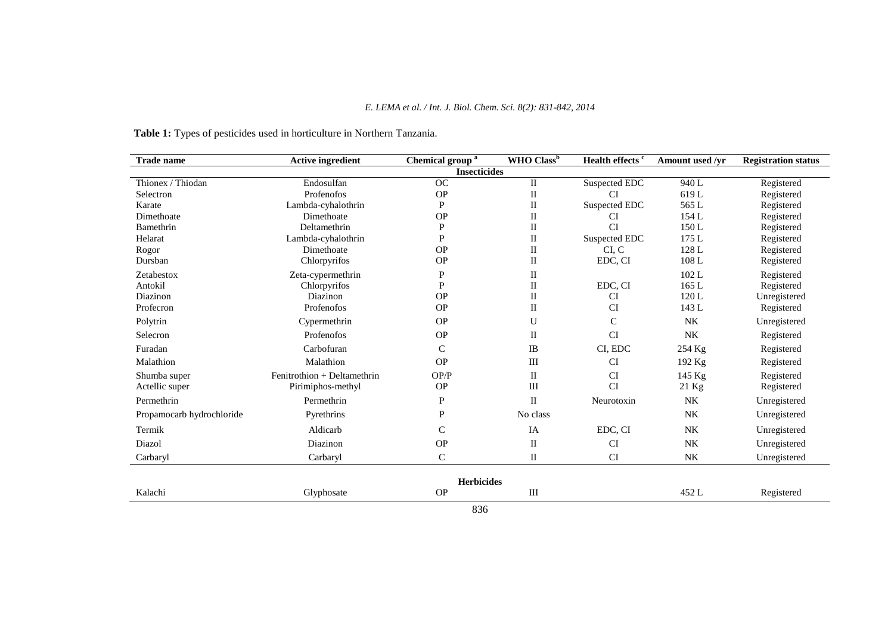**Table 1:** Types of pesticides used in horticulture in Northern Tanzania.

| Trade name | Active ingredient | Chemical group [a] | WHO Class[b] | Health effects [c] | Amount used /yr | Registration status |
|---|---|---|---|---|---|---|
| | | **Insecticides** | | | | |
| Thionex / Thiodan | Endosulfan | OC | II | Suspected EDC | 940 L | Registered |
| Selectron | Profenofos | OP | II | CI | 619 L | Registered |
| Karate | Lambda-cyhalothrin | P | II | Suspected EDC | 565 L | Registered |
| Dimethoate | Dimethoate | OP | II | CI | 154 L | Registered |
| Bamethrin | Deltamethrin | P | II | CI | 150 L | Registered |
| Helarat | Lambda-cyhalothrin | P | II | Suspected EDC | 175 L | Registered |
| Rogor | Dimethoate | OP | II | CI, C | 128 L | Registered |
| Dursban | Chlorpyrifos | OP | II | EDC, CI | 108 L | Registered |
| Zetabestox | Zeta-cypermethrin | P | II | | 102 L | Registered |
| Antokil | Chlorpyrifos | P | II | EDC, CI | 165 L | Registered |
| Diazinon | Diazinon | OP | II | CI | 120 L | Unregistered |
| Profecron | Profenofos | OP | II | CI | 143 L | Registered |
| Polytrin | Cypermethrin | OP | U | C | NK | Unregistered |
| Selecron | Profenofos | OP | II | CI | NK | Registered |
| Furadan | Carbofuran | C | IB | CI, EDC | 254 Kg | Registered |
| Malathion | Malathion | OP | III | CI | 192 Kg | Registered |
| Shumba super | Fenitrothion + Deltamethrin | OP/P | II | CI | 145 Kg | Registered |
| Actellic super | Pirimiphos-methyl | OP | III | CI | 21 Kg | Registered |
| Permethrin | Permethrin | P | II | Neurotoxin | NK | Unregistered |
| Propamocarb hydrochloride | Pyrethrins | P | No class | | NK | Unregistered |
| Termik | Aldicarb | C | IA | EDC, CI | NK | Unregistered |
| Diazol | Diazinon | OP | II | CI | NK | Unregistered |
| Carbaryl | Carbaryl | C | II | CI | NK | Unregistered |
| | | **Herbicides** | | | | |
| Kalachi | Glyphosate | OP | III | | 452 L | Registered |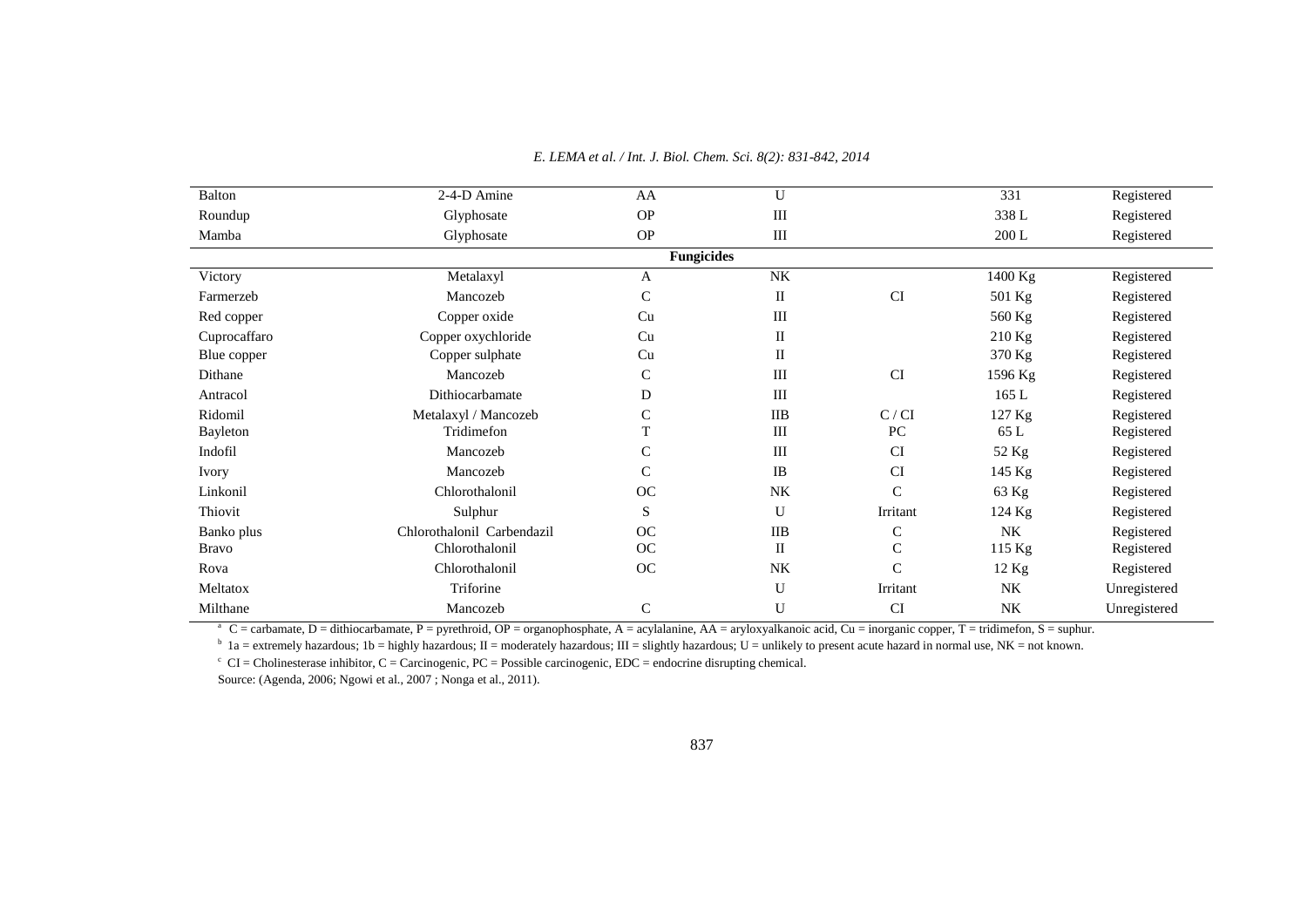| | | | | | | |
|---|---|---|---|---|---|---|
| Balton | 2-4-D Amine | AA | U | | 331 | Registered |
| Roundup | Glyphosate | OP | III | | 338 L | Registered |
| Mamba | Glyphosate | OP | III | | 200 L | Registered |
| **Fungicides** | | | | | | |
| Victory | Metalaxyl | A | NK | | 1400 Kg | Registered |
| Farmerzeb | Mancozeb | C | II | CI | 501 Kg | Registered |
| Red copper | Copper oxide | Cu | III | | 560 Kg | Registered |
| Cuprocaffaro | Copper oxychloride | Cu | II | | 210 Kg | Registered |
| Blue copper | Copper sulphate | Cu | II | | 370 Kg | Registered |
| Dithane | Mancozeb | C | III | CI | 1596 Kg | Registered |
| Antracol | Dithiocarbamate | D | III | | 165 L | Registered |
| Ridomil | Metalaxyl / Mancozeb | C | IIB | C / CI | 127 Kg | Registered |
| Bayleton | Tridimefon | T | III | PC | 65 L | Registered |
| Indofil | Mancozeb | C | III | CI | 52 Kg | Registered |
| Ivory | Mancozeb | C | IB | CI | 145 Kg | Registered |
| Linkonil | Chlorothalonil | OC | NK | C | 63 Kg | Registered |
| Thiovit | Sulphur | S | U | Irritant | 124 Kg | Registered |
| Banko plus | Chlorothalonil Carbendazil | OC | IIB | C | NK | Registered |
| Bravo | Chlorothalonil | OC | II | C | 115 Kg | Registered |
| Rova | Chlorothalonil | OC | NK | C | 12 Kg | Registered |
| Meltatox | Triforine | | U | Irritant | NK | Unregistered |
| Milthane | Mancozeb | C | U | CI | NK | Unregistered |

[a] C = carbamate, D = dithiocarbamate, P = pyrethroid, OP = organophosphate, A = acylalanine, AA = aryloxyalkanoic acid, Cu = inorganic copper, T = tridimefon, S = suphur.

[b] 1a = extremely hazardous; 1b = highly hazardous; II = moderately hazardous; III = slightly hazardous; U = unlikely to present acute hazard in normal use, NK = not known.

[c] CI = Cholinesterase inhibitor, C = Carcinogenic, PC = Possible carcinogenic, EDC = endocrine disrupting chemical.

Source: (Agenda, 2006; Ngowi et al., 2007 ; Nonga et al., 2011).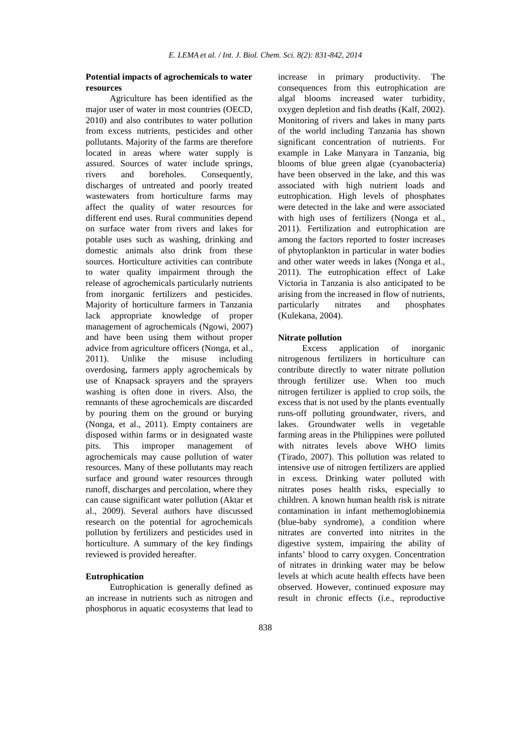**Potential impacts of agrochemicals to water resources**

Agriculture has been identified as the major user of water in most countries (OECD, 2010) and also contributes to water pollution from excess nutrients, pesticides and other pollutants. Majority of the farms are therefore located in areas where water supply is assured. Sources of water include springs, rivers and boreholes. Consequently, discharges of untreated and poorly treated wastewaters from horticulture farms may affect the quality of water resources for different end uses. Rural communities depend on surface water from rivers and lakes for potable uses such as washing, drinking and domestic animals also drink from these sources. Horticulture activities can contribute to water quality impairment through the release of agrochemicals particularly nutrients from inorganic fertilizers and pesticides. Majority of horticulture farmers in Tanzania lack appropriate knowledge of proper management of agrochemicals (Ngowi, 2007) and have been using them without proper advice from agriculture officers (Nonga, et al., 2011). Unlike the misuse including overdosing, farmers apply agrochemicals by use of Knapsack sprayers and the sprayers washing is often done in rivers. Also, the remnants of these agrochemicals are discarded by pouring them on the ground or burying (Nonga, et al., 2011). Empty containers are disposed within farms or in designated waste pits. This improper management of agrochemicals may cause pollution of water resources. Many of these pollutants may reach surface and ground water resources through runoff, discharges and percolation, where they can cause significant water pollution (Aktar et al., 2009). Several authors have discussed research on the potential for agrochemicals pollution by fertilizers and pesticides used in horticulture. A summary of the key findings reviewed is provided hereafter.

**Eutrophication**

Eutrophication is generally defined as an increase in nutrients such as nitrogen and phosphorus in aquatic ecosystems that lead to increase in primary productivity. The consequences from this eutrophication are algal blooms increased water turbidity, oxygen depletion and fish deaths (Kalf, 2002). Monitoring of rivers and lakes in many parts of the world including Tanzania has shown significant concentration of nutrients. For example in Lake Manyara in Tanzania, big blooms of blue green algae (cyanobacteria) have been observed in the lake, and this was associated with high nutrient loads and eutrophication. High levels of phosphates were detected in the lake and were associated with high uses of fertilizers (Nonga et al., 2011). Fertilization and eutrophication are among the factors reported to foster increases of phytoplankton in particular in water bodies and other water weeds in lakes (Nonga et al., 2011). The eutrophication effect of Lake Victoria in Tanzania is also anticipated to be arising from the increased in flow of nutrients, particularly nitrates and phosphates (Kulekana, 2004).

**Nitrate pollution**

Excess application of inorganic nitrogenous fertilizers in horticulture can contribute directly to water nitrate pollution through fertilizer use. When too much nitrogen fertilizer is applied to crop soils, the excess that is not used by the plants eventually runs-off polluting groundwater, rivers, and lakes. Groundwater wells in vegetable farming areas in the Philippines were polluted with nitrates levels above WHO limits (Tirado, 2007). This pollution was related to intensive use of nitrogen fertilizers are applied in excess. Drinking water polluted with nitrates poses health risks, especially to children. A known human health risk is nitrate contamination in infant methemoglobinemia (blue-baby syndrome), a condition where nitrates are converted into nitrites in the digestive system, impairing the ability of infants' blood to carry oxygen. Concentration of nitrates in drinking water may be below levels at which acute health effects have been observed. However, continued exposure may result in chronic effects (i.e., reproductive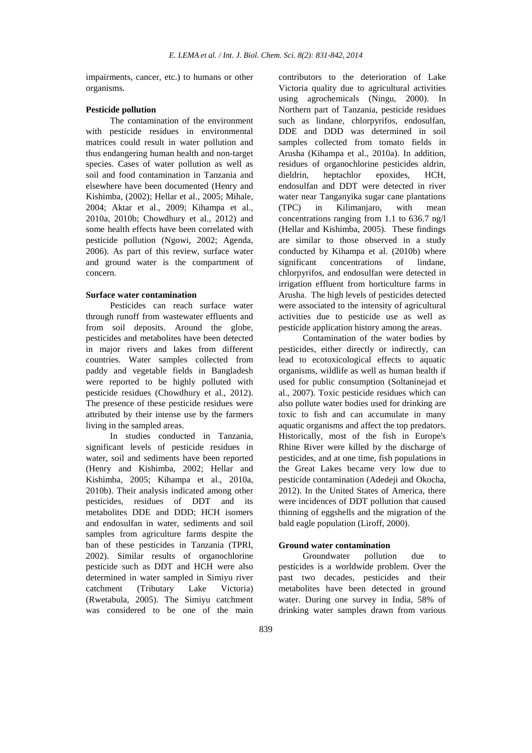impairments, cancer, etc.) to humans or other organisms.

### Pesticide pollution

The contamination of the environment with pesticide residues in environmental matrices could result in water pollution and thus endangering human health and non-target species. Cases of water pollution as well as soil and food contamination in Tanzania and elsewhere have been documented (Henry and Kishimba, (2002); Hellar et al., 2005; Mihale, 2004; Aktar et al., 2009; Kihampa et al., 2010a, 2010b; Chowdhury et al., 2012) and some health effects have been correlated with pesticide pollution (Ngowi, 2002; Agenda, 2006). As part of this review, surface water and ground water is the compartment of concern.

### Surface water contamination

Pesticides can reach surface water through runoff from wastewater effluents and from soil deposits. Around the globe, pesticides and metabolites have been detected in major rivers and lakes from different countries. Water samples collected from paddy and vegetable fields in Bangladesh were reported to be highly polluted with pesticide residues (Chowdhury et al., 2012). The presence of these pesticide residues were attributed by their intense use by the farmers living in the sampled areas.

In studies conducted in Tanzania, significant levels of pesticide residues in water, soil and sediments have been reported (Henry and Kishimba, 2002; Hellar and Kishimba, 2005; Kihampa et al., 2010a, 2010b). Their analysis indicated among other pesticides, residues of DDT and its metabolites DDE and DDD; HCH isomers and endosulfan in water, sediments and soil samples from agriculture farms despite the ban of these pesticides in Tanzania (TPRI, 2002). Similar results of organochlorine pesticide such as DDT and HCH were also determined in water sampled in Simiyu river catchment (Tributary Lake Victoria) (Rwetabula, 2005). The Simiyu catchment was considered to be one of the main contributors to the deterioration of Lake Victoria quality due to agricultural activities using agrochemicals (Ningu, 2000). In Northern part of Tanzania, pesticide residues such as lindane, chlorpyrifos, endosulfan, DDE and DDD was determined in soil samples collected from tomato fields in Arusha (Kihampa et al., 2010a). In addition, residues of organochlorine pesticides aldrin, dieldrin, heptachlor epoxides, HCH, endosulfan and DDT were detected in river water near Tanganyika sugar cane plantations (TPC) in Kilimanjaro, with mean concentrations ranging from 1.1 to 636.7 ng/l (Hellar and Kishimba, 2005). These findings are similar to those observed in a study conducted by Kihampa et al. (2010b) where significant concentrations of lindane, chlorpyrifos, and endosulfan were detected in irrigation effluent from horticulture farms in Arusha. The high levels of pesticides detected were associated to the intensity of agricultural activities due to pesticide use as well as pesticide application history among the areas.

Contamination of the water bodies by pesticides, either directly or indirectly, can lead to ecotoxicological effects to aquatic organisms, wildlife as well as human health if used for public consumption (Soltaninejad et al., 2007). Toxic pesticide residues which can also pollute water bodies used for drinking are toxic to fish and can accumulate in many aquatic organisms and affect the top predators. Historically, most of the fish in Europe's Rhine River were killed by the discharge of pesticides, and at one time, fish populations in the Great Lakes became very low due to pesticide contamination (Adedeji and Okocha, 2012). In the United States of America, there were incidences of DDT pollution that caused thinning of eggshells and the migration of the bald eagle population (Liroff, 2000).

### Ground water contamination

Groundwater pollution due to pesticides is a worldwide problem. Over the past two decades, pesticides and their metabolites have been detected in ground water. During one survey in India, 58% of drinking water samples drawn from various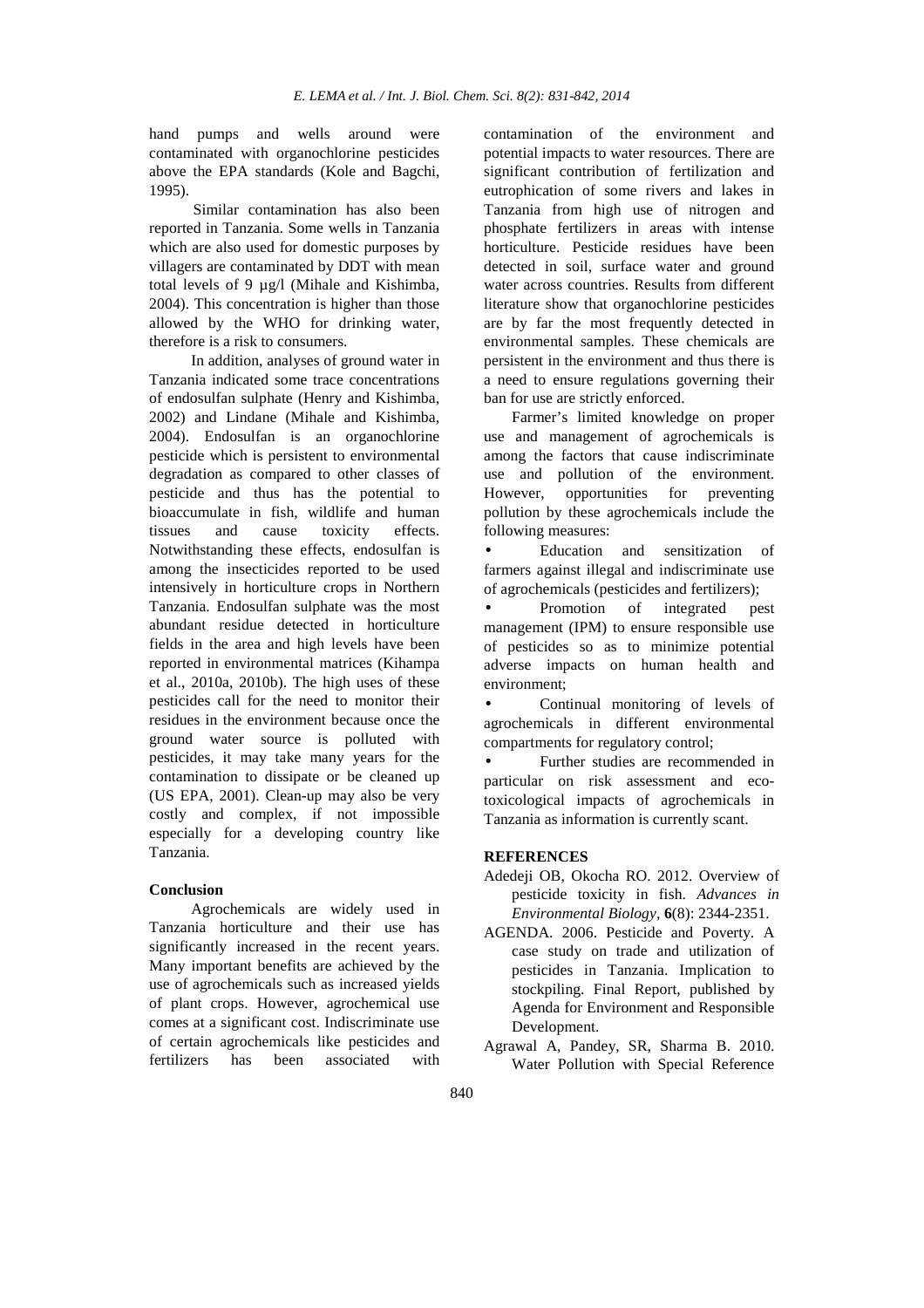hand pumps and wells around were contaminated with organochlorine pesticides above the EPA standards (Kole and Bagchi, 1995).

Similar contamination has also been reported in Tanzania. Some wells in Tanzania which are also used for domestic purposes by villagers are contaminated by DDT with mean total levels of 9 µg/l (Mihale and Kishimba, 2004). This concentration is higher than those allowed by the WHO for drinking water, therefore is a risk to consumers.

In addition, analyses of ground water in Tanzania indicated some trace concentrations of endosulfan sulphate (Henry and Kishimba, 2002) and Lindane (Mihale and Kishimba, 2004). Endosulfan is an organochlorine pesticide which is persistent to environmental degradation as compared to other classes of pesticide and thus has the potential to bioaccumulate in fish, wildlife and human tissues and cause toxicity effects. Notwithstanding these effects, endosulfan is among the insecticides reported to be used intensively in horticulture crops in Northern Tanzania. Endosulfan sulphate was the most abundant residue detected in horticulture fields in the area and high levels have been reported in environmental matrices (Kihampa et al., 2010a, 2010b). The high uses of these pesticides call for the need to monitor their residues in the environment because once the ground water source is polluted with pesticides, it may take many years for the contamination to dissipate or be cleaned up (US EPA, 2001). Clean-up may also be very costly and complex, if not impossible especially for a developing country like Tanzania.

### Conclusion

Agrochemicals are widely used in Tanzania horticulture and their use has significantly increased in the recent years. Many important benefits are achieved by the use of agrochemicals such as increased yields of plant crops. However, agrochemical use comes at a significant cost. Indiscriminate use of certain agrochemicals like pesticides and fertilizers has been associated with contamination of the environment and potential impacts to water resources. There are significant contribution of fertilization and eutrophication of some rivers and lakes in Tanzania from high use of nitrogen and phosphate fertilizers in areas with intense horticulture. Pesticide residues have been detected in soil, surface water and ground water across countries. Results from different literature show that organochlorine pesticides are by far the most frequently detected in environmental samples. These chemicals are persistent in the environment and thus there is a need to ensure regulations governing their ban for use are strictly enforced.

Farmer's limited knowledge on proper use and management of agrochemicals is among the factors that cause indiscriminate use and pollution of the environment. However, opportunities for preventing pollution by these agrochemicals include the following measures:

- Education and sensitization of farmers against illegal and indiscriminate use of agrochemicals (pesticides and fertilizers);
- Promotion of integrated pest management (IPM) to ensure responsible use of pesticides so as to minimize potential adverse impacts on human health and environment;
- Continual monitoring of levels of agrochemicals in different environmental compartments for regulatory control;
- Further studies are recommended in particular on risk assessment and eco-toxicological impacts of agrochemicals in Tanzania as information is currently scant.

### REFERENCES

Adedeji OB, Okocha RO. 2012. Overview of pesticide toxicity in fish. *Advances in Environmental Biology*, **6**(8): 2344-2351.

AGENDA. 2006. Pesticide and Poverty. A case study on trade and utilization of pesticides in Tanzania. Implication to stockpiling. Final Report, published by Agenda for Environment and Responsible Development.

Agrawal A, Pandey, SR, Sharma B. 2010. Water Pollution with Special Reference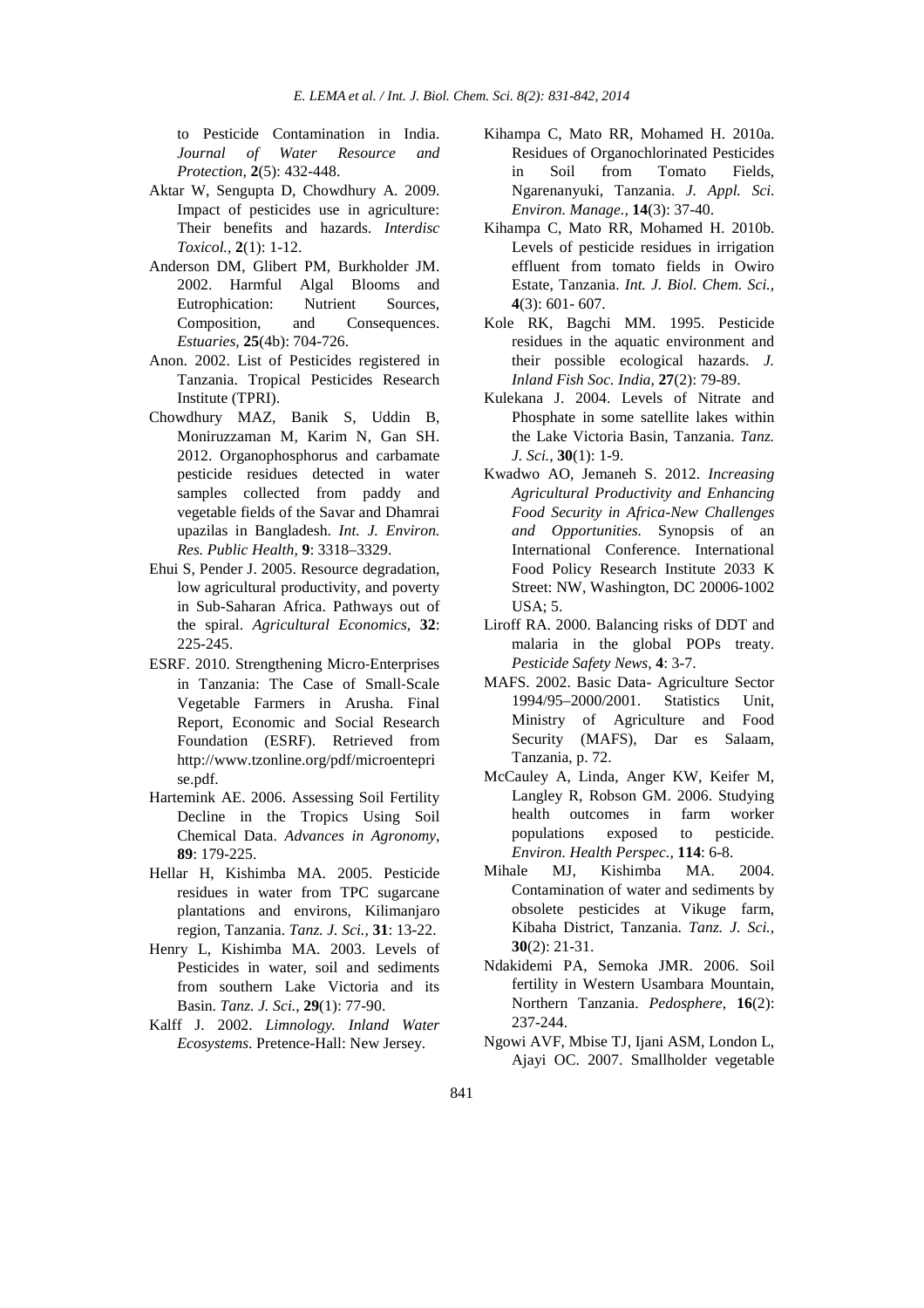to Pesticide Contamination in India. *Journal of Water Resource and Protection*, **2**(5): 432-448.

Aktar W, Sengupta D, Chowdhury A. 2009. Impact of pesticides use in agriculture: Their benefits and hazards. *Interdisc Toxicol.*, **2**(1): 1-12.

Anderson DM, Glibert PM, Burkholder JM. 2002. Harmful Algal Blooms and Eutrophication: Nutrient Sources, Composition, and Consequences. *Estuaries*, **25**(4b): 704-726.

Anon. 2002. List of Pesticides registered in Tanzania. Tropical Pesticides Research Institute (TPRI).

Chowdhury MAZ, Banik S, Uddin B, Moniruzzaman M, Karim N, Gan SH. 2012. Organophosphorus and carbamate pesticide residues detected in water samples collected from paddy and vegetable fields of the Savar and Dhamrai upazilas in Bangladesh. *Int. J. Environ. Res. Public Health*, **9**: 3318–3329.

Ehui S, Pender J. 2005. Resource degradation, low agricultural productivity, and poverty in Sub-Saharan Africa. Pathways out of the spiral. *Agricultural Economics*, **32**: 225-245.

ESRF. 2010. Strengthening Micro-Enterprises in Tanzania: The Case of Small-Scale Vegetable Farmers in Arusha. Final Report, Economic and Social Research Foundation (ESRF). Retrieved from http://www.tzonline.org/pdf/microentepri se.pdf.

Hartemink AE. 2006. Assessing Soil Fertility Decline in the Tropics Using Soil Chemical Data. *Advances in Agronomy*, **89**: 179-225.

Hellar H, Kishimba MA. 2005. Pesticide residues in water from TPC sugarcane plantations and environs, Kilimanjaro region, Tanzania. *Tanz. J. Sci.*, **31**: 13-22.

Henry L, Kishimba MA. 2003. Levels of Pesticides in water, soil and sediments from southern Lake Victoria and its Basin. *Tanz. J. Sci.*, **29**(1): 77-90.

Kalff J. 2002. *Limnology. Inland Water Ecosystems*. Pretence-Hall: New Jersey.

Kihampa C, Mato RR, Mohamed H. 2010a. Residues of Organochlorinated Pesticides in Soil from Tomato Fields, Ngarenanyuki, Tanzania. *J. Appl. Sci. Environ. Manage.*, **14**(3): 37-40.

Kihampa C, Mato RR, Mohamed H. 2010b. Levels of pesticide residues in irrigation effluent from tomato fields in Owiro Estate, Tanzania. *Int. J. Biol. Chem. Sci.*, **4**(3): 601- 607.

Kole RK, Bagchi MM. 1995. Pesticide residues in the aquatic environment and their possible ecological hazards. *J. Inland Fish Soc. India*, **27**(2): 79-89.

Kulekana J. 2004. Levels of Nitrate and Phosphate in some satellite lakes within the Lake Victoria Basin, Tanzania. *Tanz. J. Sci.*, **30**(1): 1-9.

Kwadwo AO, Jemaneh S. 2012. *Increasing Agricultural Productivity and Enhancing Food Security in Africa-New Challenges and Opportunities.* Synopsis of an International Conference. International Food Policy Research Institute 2033 K Street: NW, Washington, DC 20006-1002 USA; 5.

Liroff RA. 2000. Balancing risks of DDT and malaria in the global POPs treaty. *Pesticide Safety News*, **4**: 3-7.

MAFS. 2002. Basic Data- Agriculture Sector 1994/95–2000/2001. Statistics Unit, Ministry of Agriculture and Food Security (MAFS), Dar es Salaam, Tanzania, p. 72.

McCauley A, Linda, Anger KW, Keifer M, Langley R, Robson GM. 2006. Studying health outcomes in farm worker populations exposed to pesticide. *Environ. Health Perspec.*, **114**: 6-8.

Mihale MJ, Kishimba MA. 2004. Contamination of water and sediments by obsolete pesticides at Vikuge farm, Kibaha District, Tanzania. *Tanz. J. Sci.*, **30**(2): 21-31.

Ndakidemi PA, Semoka JMR. 2006. Soil fertility in Western Usambara Mountain, Northern Tanzania. *Pedosphere*, **16**(2): 237-244.

Ngowi AVF, Mbise TJ, Ijani ASM, London L, Ajayi OC. 2007. Smallholder vegetable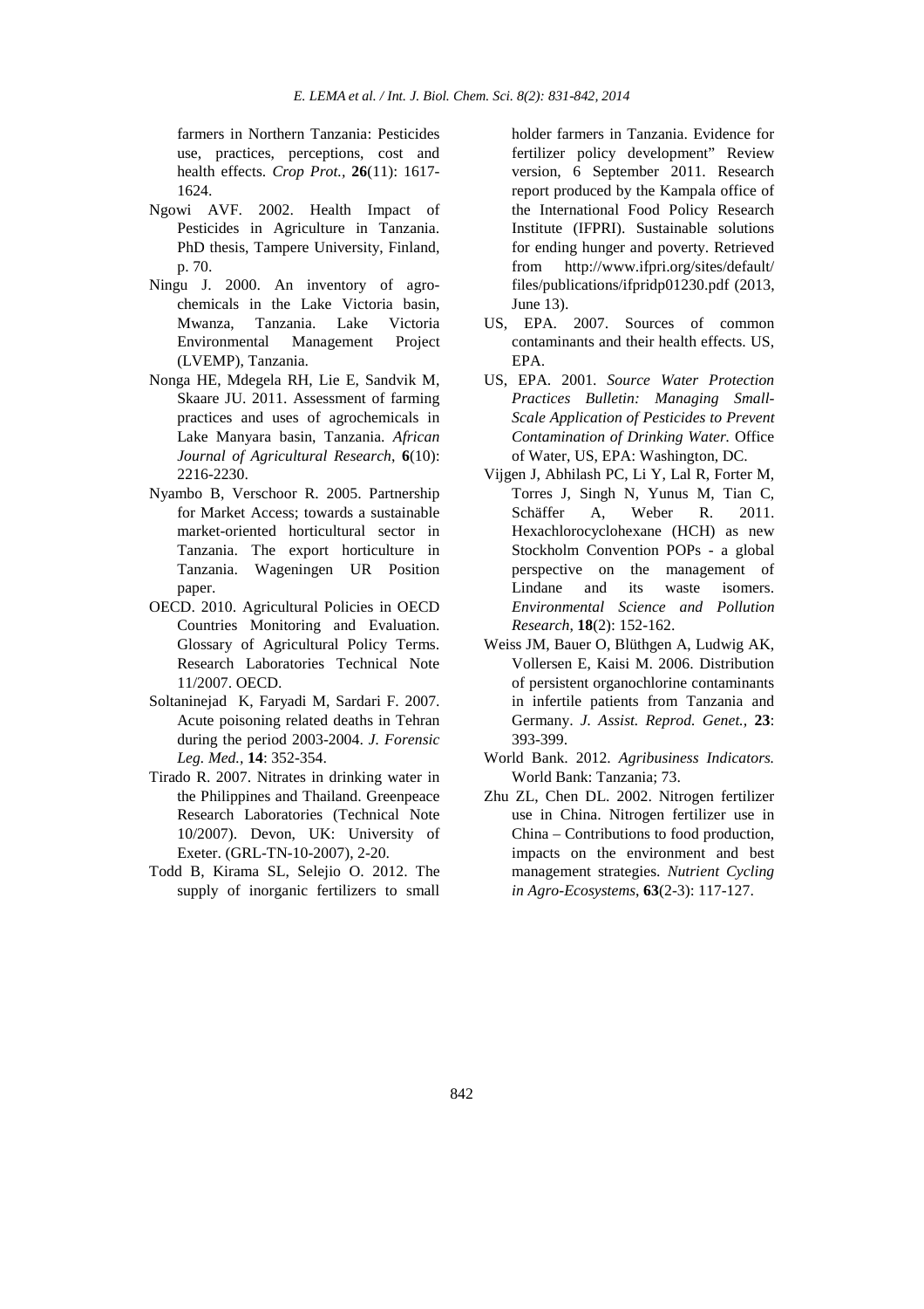farmers in Northern Tanzania: Pesticides use, practices, perceptions, cost and health effects. *Crop Prot.*, **26**(11): 1617-1624.

Ngowi AVF. 2002. Health Impact of Pesticides in Agriculture in Tanzania. PhD thesis, Tampere University, Finland, p. 70.

Ningu J. 2000. An inventory of agro-chemicals in the Lake Victoria basin, Mwanza, Tanzania. Lake Victoria Environmental Management Project (LVEMP), Tanzania.

Nonga HE, Mdegela RH, Lie E, Sandvik M, Skaare JU. 2011. Assessment of farming practices and uses of agrochemicals in Lake Manyara basin, Tanzania. *African Journal of Agricultural Research*, **6**(10): 2216-2230.

Nyambo B, Verschoor R. 2005. Partnership for Market Access; towards a sustainable market-oriented horticultural sector in Tanzania. The export horticulture in Tanzania. Wageningen UR Position paper.

OECD. 2010. Agricultural Policies in OECD Countries Monitoring and Evaluation. Glossary of Agricultural Policy Terms. Research Laboratories Technical Note 11/2007. OECD.

Soltaninejad K, Faryadi M, Sardari F. 2007. Acute poisoning related deaths in Tehran during the period 2003-2004. *J. Forensic Leg. Med.*, **14**: 352-354.

Tirado R. 2007. Nitrates in drinking water in the Philippines and Thailand. Greenpeace Research Laboratories (Technical Note 10/2007). Devon, UK: University of Exeter. (GRL-TN-10-2007), 2-20.

Todd B, Kirama SL, Selejio O. 2012. The supply of inorganic fertilizers to small holder farmers in Tanzania. Evidence for fertilizer policy development" Review version, 6 September 2011. Research report produced by the Kampala office of the International Food Policy Research Institute (IFPRI). Sustainable solutions for ending hunger and poverty. Retrieved from http://www.ifpri.org/sites/default/files/publications/ifpridp01230.pdf (2013, June 13).

US, EPA. 2007. Sources of common contaminants and their health effects. US, EPA.

US, EPA. 2001. *Source Water Protection Practices Bulletin: Managing Small-Scale Application of Pesticides to Prevent Contamination of Drinking Water.* Office of Water, US, EPA: Washington, DC.

Vijgen J, Abhilash PC, Li Y, Lal R, Forter M, Torres J, Singh N, Yunus M, Tian C, Schäffer A, Weber R. 2011. Hexachlorocyclohexane (HCH) as new Stockholm Convention POPs - a global perspective on the management of Lindane and its waste isomers. *Environmental Science and Pollution Research*, **18**(2): 152-162.

Weiss JM, Bauer O, Blüthgen A, Ludwig AK, Vollersen E, Kaisi M. 2006. Distribution of persistent organochlorine contaminants in infertile patients from Tanzania and Germany. *J. Assist. Reprod. Genet.*, **23**: 393-399.

World Bank. 2012. *Agribusiness Indicators.* World Bank: Tanzania; 73.

Zhu ZL, Chen DL. 2002. Nitrogen fertilizer use in China. Nitrogen fertilizer use in China – Contributions to food production, impacts on the environment and best management strategies. *Nutrient Cycling in Agro-Ecosystems*, **63**(2-3): 117-127.